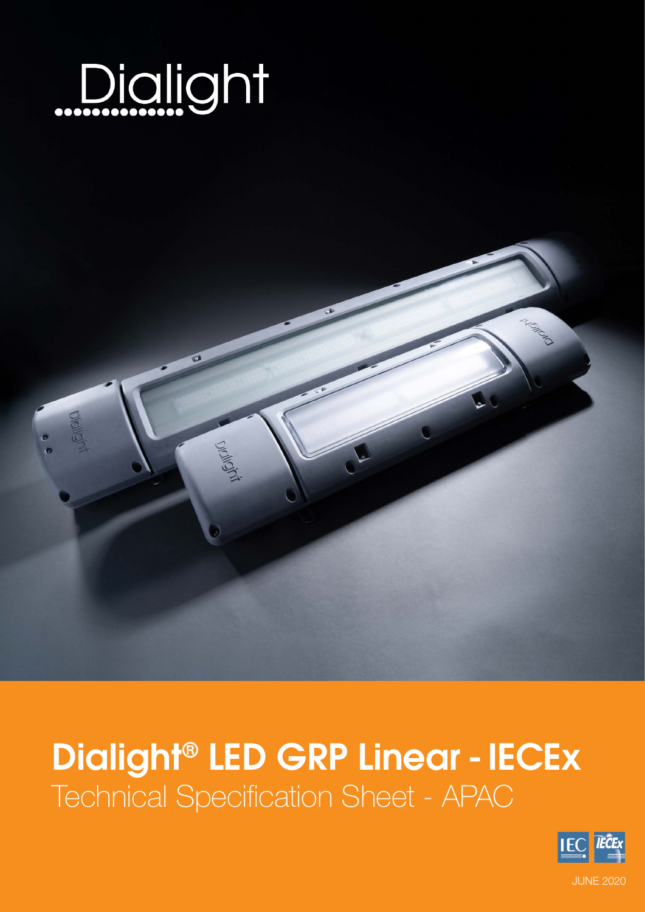Dialight

# Dialight® LED GRP Linear - IECEx

Technical Specification Sheet - APAC

JUNE 2020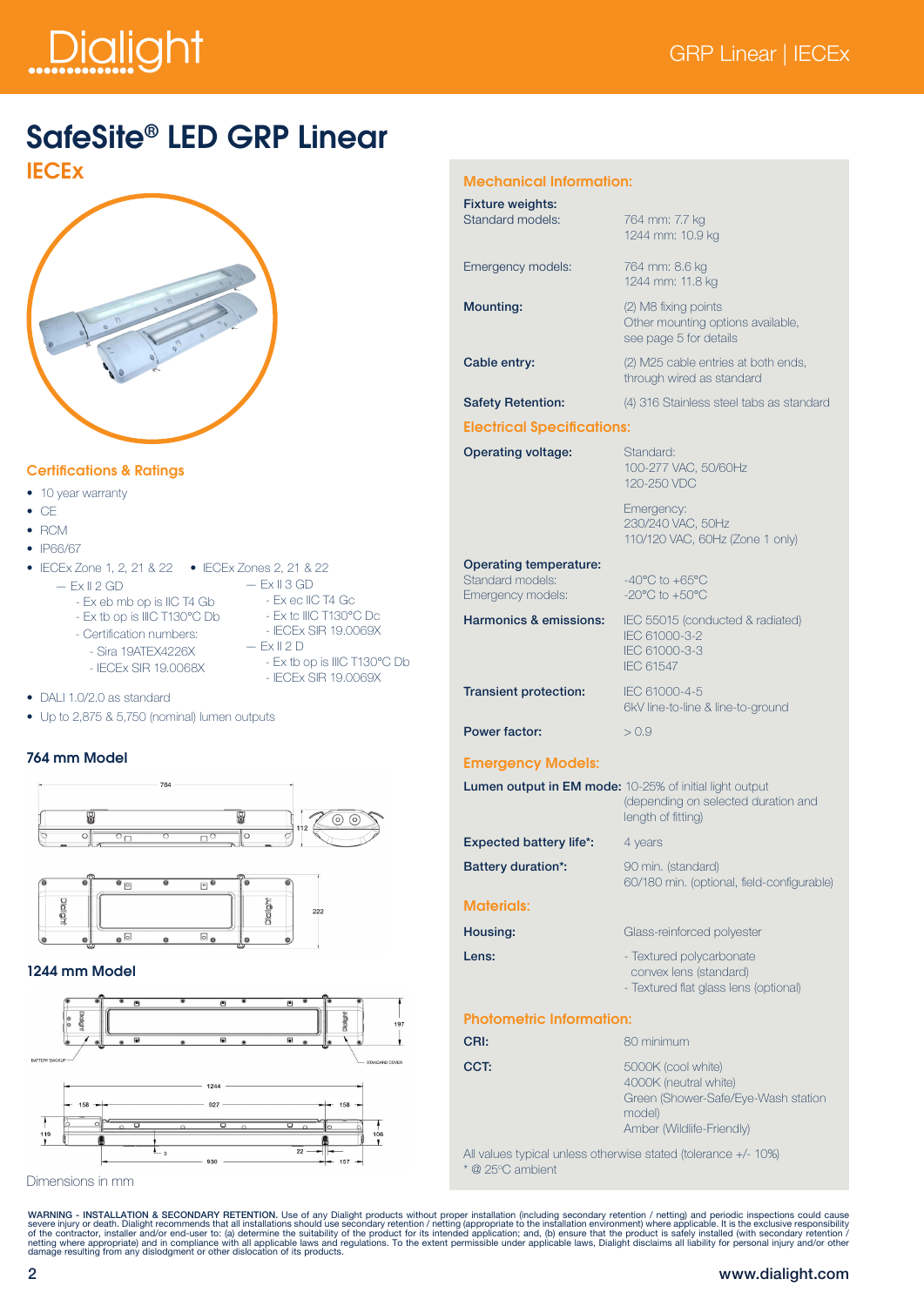# SafeSite® LED GRP Linear

## IECEx

### Certifications & Ratings

- 10 year warranty
- CE
- RCM
- IP66/67
- IECEx Zone 1, 2, 21 & 22
  - Ex II 2 GD
    - Ex eb mb op is IIC T4 Gb
    - Ex tb op is IIIC T130°C Db
    - Certification numbers:
      - Sira 19ATEX4226X
      - IECEx SIR 19.0068X
- IECEx Zones 2, 21 & 22
  - Ex II 3 GD
    - Ex ec IIC T4 Gc
    - Ex tc IIIC T130°C Dc
    - IECEx SIR 19.0069X
  - Ex II 2 D
    - Ex tb op is IIIC T130°C Db
    - IECEx SIR 19.0069X
- DALI 1.0/2.0 as standard
- Up to 2,875 & 5,750 (nominal) lumen outputs

### 764 mm Model

### 1244 mm Model

Dimensions in mm

### Mechanical Information:

| | |
|---|---|
| **Fixture weights:** | |
| Standard models: | 764 mm: 7.7 kg<br>1244 mm: 10.9 kg |
| Emergency models: | 764 mm: 8.6 kg<br>1244 mm: 11.8 kg |
| **Mounting:** | (2) M8 fixing points<br>Other mounting options available, see page 5 for details |
| **Cable entry:** | (2) M25 cable entries at both ends, through wired as standard |
| **Safety Retention:** | (4) 316 Stainless steel tabs as standard |

### Electrical Specifications:

| | |
|---|---|
| **Operating voltage:** | Standard:<br>100-277 VAC, 50/60Hz<br>120-250 VDC<br><br>Emergency:<br>230/240 VAC, 50Hz<br>110/120 VAC, 60Hz (Zone 1 only) |
| **Operating temperature:** | |
| Standard models: | -40°C to +65°C |
| Emergency models: | -20°C to +50°C |
| **Harmonics & emissions:** | IEC 55015 (conducted & radiated)<br>IEC 61000-3-2<br>IEC 61000-3-3<br>IEC 61547 |
| **Transient protection:** | IEC 61000-4-5<br>6kV line-to-line & line-to-ground |
| **Power factor:** | > 0.9 |

### Emergency Models:

| | |
|---|---|
| **Lumen output in EM mode:** | 10-25% of initial light output (depending on selected duration and length of fitting) |
| **Expected battery life*:** | 4 years |
| **Battery duration*:** | 90 min. (standard)<br>60/180 min. (optional, field-configurable) |

### Materials:

| | |
|---|---|
| **Housing:** | Glass-reinforced polyester |
| **Lens:** | - Textured polycarbonate convex lens (standard)<br>- Textured flat glass lens (optional) |

### Photometric Information:

| | |
|---|---|
| **CRI:** | 80 minimum |
| **CCT:** | 5000K (cool white)<br>4000K (neutral white)<br>Green (Shower-Safe/Eye-Wash station model)<br>Amber (Wildlife-Friendly) |

All values typical unless otherwise stated (tolerance +/- 10%)
* @ 25°C ambient

**WARNING - INSTALLATION & SECONDARY RETENTION.** Use of any Dialight products without proper installation (including secondary retention / netting) and periodic inspections could cause severe injury or death. Dialight recommends that all installations should use secondary retention / netting (appropriate to the installation environment) where applicable. It is the exclusive responsibility of the contractor, installer and/or end-user to: (a) determine the suitability of the product for its intended application; and, (b) ensure that the product is safely installed (with secondary retention / netting where appropriate) and in compliance with all applicable laws and regulations. To the extent permissible under applicable laws, Dialight disclaims all liability for personal injury and/or other damage resulting from any dislodgment or other dislocation of its products.

www.dialight.com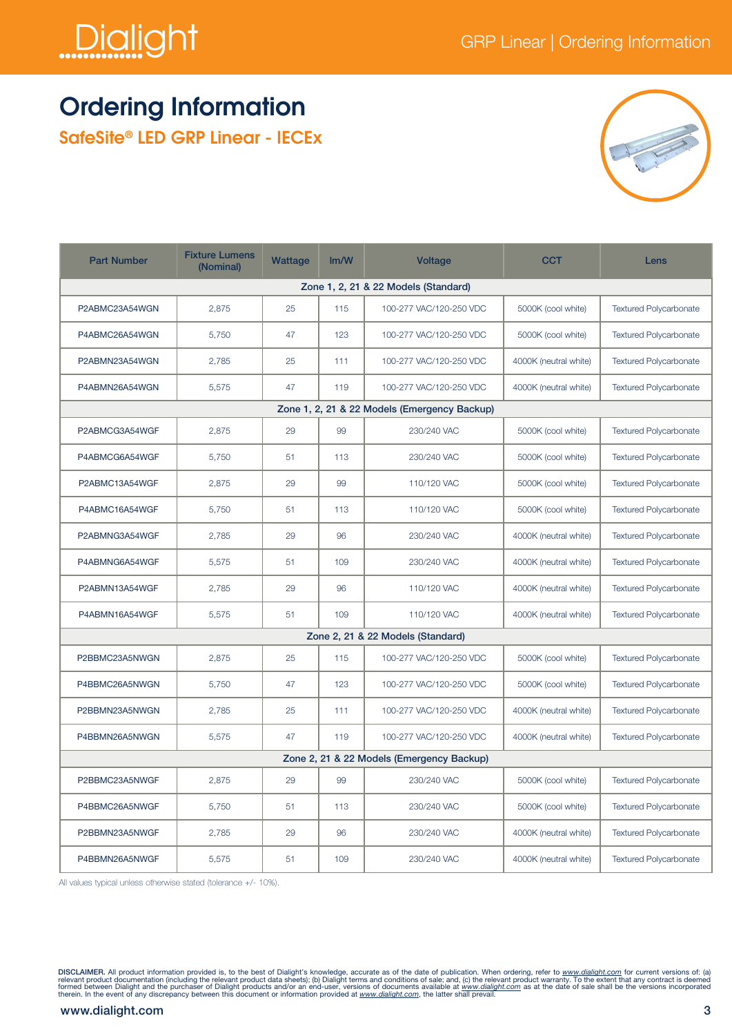# Ordering Information

## SafeSite® LED GRP Linear - IECEx

| Part Number | Fixture Lumens (Nominal) | Wattage | lm/W | Voltage | CCT | Lens |
|---|---|---|---|---|---|---|
| **Zone 1, 2, 21 & 22 Models (Standard)** | | | | | | |
| P2ABMC23A54WGN | 2,875 | 25 | 115 | 100-277 VAC/120-250 VDC | 5000K (cool white) | Textured Polycarbonate |
| P4ABMC26A54WGN | 5,750 | 47 | 123 | 100-277 VAC/120-250 VDC | 5000K (cool white) | Textured Polycarbonate |
| P2ABMN23A54WGN | 2,785 | 25 | 111 | 100-277 VAC/120-250 VDC | 4000K (neutral white) | Textured Polycarbonate |
| P4ABMN26A54WGN | 5,575 | 47 | 119 | 100-277 VAC/120-250 VDC | 4000K (neutral white) | Textured Polycarbonate |
| **Zone 1, 2, 21 & 22 Models (Emergency Backup)** | | | | | | |
| P2ABMCG3A54WGF | 2,875 | 29 | 99 | 230/240 VAC | 5000K (cool white) | Textured Polycarbonate |
| P4ABMCG6A54WGF | 5,750 | 51 | 113 | 230/240 VAC | 5000K (cool white) | Textured Polycarbonate |
| P2ABMC13A54WGF | 2,875 | 29 | 99 | 110/120 VAC | 5000K (cool white) | Textured Polycarbonate |
| P4ABMC16A54WGF | 5,750 | 51 | 113 | 110/120 VAC | 5000K (cool white) | Textured Polycarbonate |
| P2ABMNG3A54WGF | 2,785 | 29 | 96 | 230/240 VAC | 4000K (neutral white) | Textured Polycarbonate |
| P4ABMNG6A54WGF | 5,575 | 51 | 109 | 230/240 VAC | 4000K (neutral white) | Textured Polycarbonate |
| P2ABMN13A54WGF | 2,785 | 29 | 96 | 110/120 VAC | 4000K (neutral white) | Textured Polycarbonate |
| P4ABMN16A54WGF | 5,575 | 51 | 109 | 110/120 VAC | 4000K (neutral white) | Textured Polycarbonate |
| **Zone 2, 21 & 22 Models (Standard)** | | | | | | |
| P2BBMC23A5NWGN | 2,875 | 25 | 115 | 100-277 VAC/120-250 VDC | 5000K (cool white) | Textured Polycarbonate |
| P4BBMC26A5NWGN | 5,750 | 47 | 123 | 100-277 VAC/120-250 VDC | 5000K (cool white) | Textured Polycarbonate |
| P2BBMN23A5NWGN | 2,785 | 25 | 111 | 100-277 VAC/120-250 VDC | 4000K (neutral white) | Textured Polycarbonate |
| P4BBMN26A5NWGN | 5,575 | 47 | 119 | 100-277 VAC/120-250 VDC | 4000K (neutral white) | Textured Polycarbonate |
| **Zone 2, 21 & 22 Models (Emergency Backup)** | | | | | | |
| P2BBMC23A5NWGF | 2,875 | 29 | 99 | 230/240 VAC | 5000K (cool white) | Textured Polycarbonate |
| P4BBMC26A5NWGF | 5,750 | 51 | 113 | 230/240 VAC | 5000K (cool white) | Textured Polycarbonate |
| P2BBMN23A5NWGF | 2,785 | 29 | 96 | 230/240 VAC | 4000K (neutral white) | Textured Polycarbonate |
| P4BBMN26A5NWGF | 5,575 | 51 | 109 | 230/240 VAC | 4000K (neutral white) | Textured Polycarbonate |

All values typical unless otherwise stated (tolerance +/- 10%).

**DISCLAIMER.** All product information provided is, to the best of Dialight's knowledge, accurate as of the date of publication. When ordering, refer to www.dialight.com for current versions of: (a) relevant product documentation (including the relevant product data sheets); (b) Dialight terms and conditions of sale; and, (c) the relevant product warranty. To the extent that any contract is deemed formed between Dialight and the purchaser of Dialight products and/or an end-user, versions of documents available at www.dialight.com as at the date of sale shall be the versions incorporated therein. In the event of any discrepancy between this document or information provided at www.dialight.com, the latter shall prevail.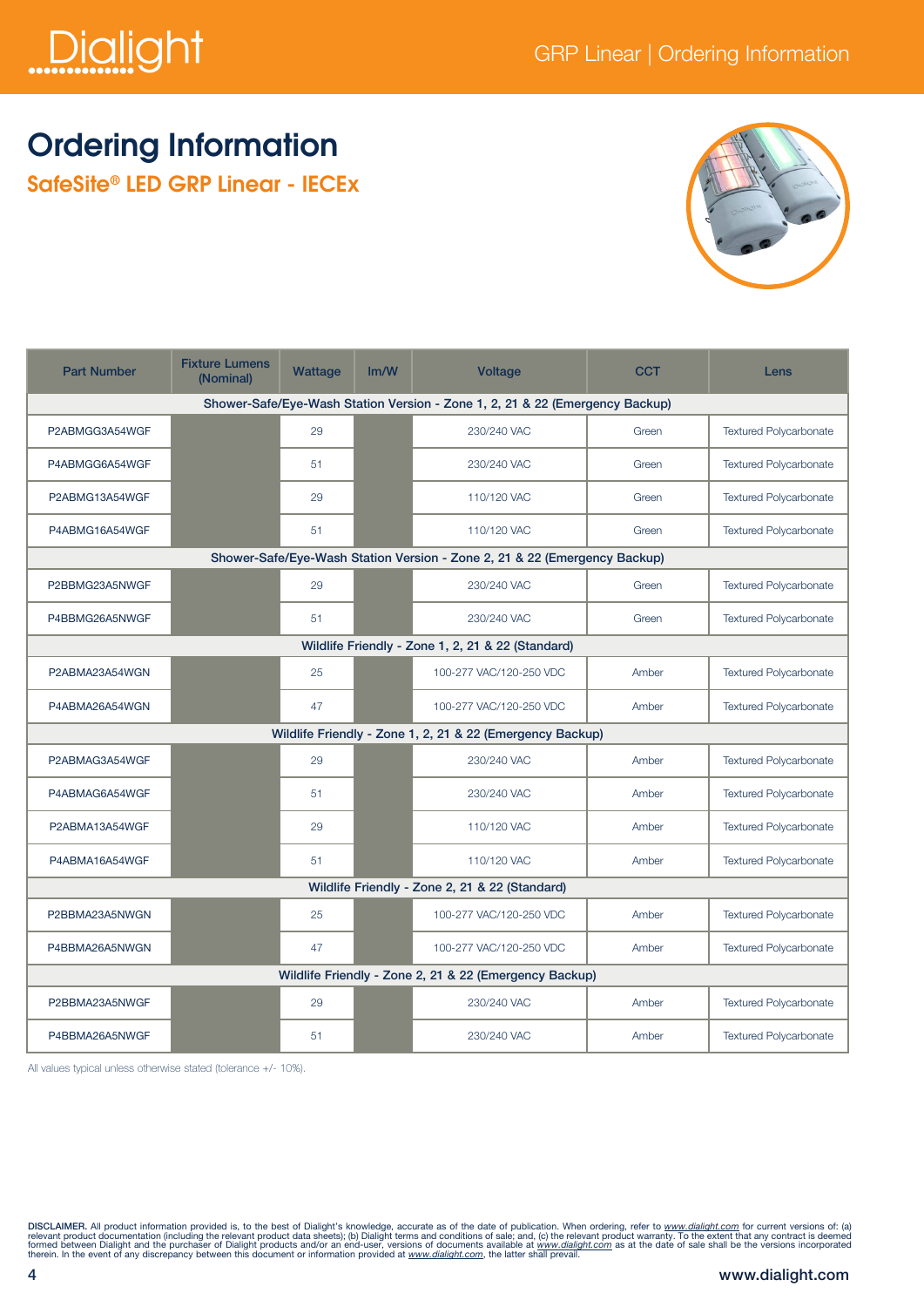# Ordering Information

## SafeSite® LED GRP Linear - IECEx

| Part Number | Fixture Lumens (Nominal) | Wattage | lm/W | Voltage | CCT | Lens |
|---|---|---|---|---|---|---|
| **Shower-Safe/Eye-Wash Station Version - Zone 1, 2, 21 & 22 (Emergency Backup)** | | | | | | |
| P2ABMGG3A54WGF | | 29 | | 230/240 VAC | Green | Textured Polycarbonate |
| P4ABMGG6A54WGF | | 51 | | 230/240 VAC | Green | Textured Polycarbonate |
| P2ABMG13A54WGF | | 29 | | 110/120 VAC | Green | Textured Polycarbonate |
| P4ABMG16A54WGF | | 51 | | 110/120 VAC | Green | Textured Polycarbonate |
| **Shower-Safe/Eye-Wash Station Version - Zone 2, 21 & 22 (Emergency Backup)** | | | | | | |
| P2BBMG23A5NWGF | | 29 | | 230/240 VAC | Green | Textured Polycarbonate |
| P4BBMG26A5NWGF | | 51 | | 230/240 VAC | Green | Textured Polycarbonate |
| **Wildlife Friendly - Zone 1, 2, 21 & 22 (Standard)** | | | | | | |
| P2ABMA23A54WGN | | 25 | | 100-277 VAC/120-250 VDC | Amber | Textured Polycarbonate |
| P4ABMA26A54WGN | | 47 | | 100-277 VAC/120-250 VDC | Amber | Textured Polycarbonate |
| **Wildlife Friendly - Zone 1, 2, 21 & 22 (Emergency Backup)** | | | | | | |
| P2ABMAG3A54WGF | | 29 | | 230/240 VAC | Amber | Textured Polycarbonate |
| P4ABMAG6A54WGF | | 51 | | 230/240 VAC | Amber | Textured Polycarbonate |
| P2ABMA13A54WGF | | 29 | | 110/120 VAC | Amber | Textured Polycarbonate |
| P4ABMA16A54WGF | | 51 | | 110/120 VAC | Amber | Textured Polycarbonate |
| **Wildlife Friendly - Zone 2, 21 & 22 (Standard)** | | | | | | |
| P2BBMA23A5NWGN | | 25 | | 100-277 VAC/120-250 VDC | Amber | Textured Polycarbonate |
| P4BBMA26A5NWGN | | 47 | | 100-277 VAC/120-250 VDC | Amber | Textured Polycarbonate |
| **Wildlife Friendly - Zone 2, 21 & 22 (Emergency Backup)** | | | | | | |
| P2BBMA23A5NWGF | | 29 | | 230/240 VAC | Amber | Textured Polycarbonate |
| P4BBMA26A5NWGF | | 51 | | 230/240 VAC | Amber | Textured Polycarbonate |

All values typical unless otherwise stated (tolerance +/- 10%).

**DISCLAIMER.** All product information provided is, to the best of Dialight's knowledge, accurate as of the date of publication. When ordering, refer to www.dialight.com for current versions of: (a) relevant product documentation (including the relevant product data sheets); (b) Dialight terms and conditions of sale; and, (c) the relevant product warranty. To the extent that any contract is deemed formed between Dialight and the purchaser of Dialight products and/or an end-user, versions of documents available at www.dialight.com as at the date of sale shall be the versions incorporated therein. In the event of any discrepancy between this document or information provided at www.dialight.com, the latter shall prevail.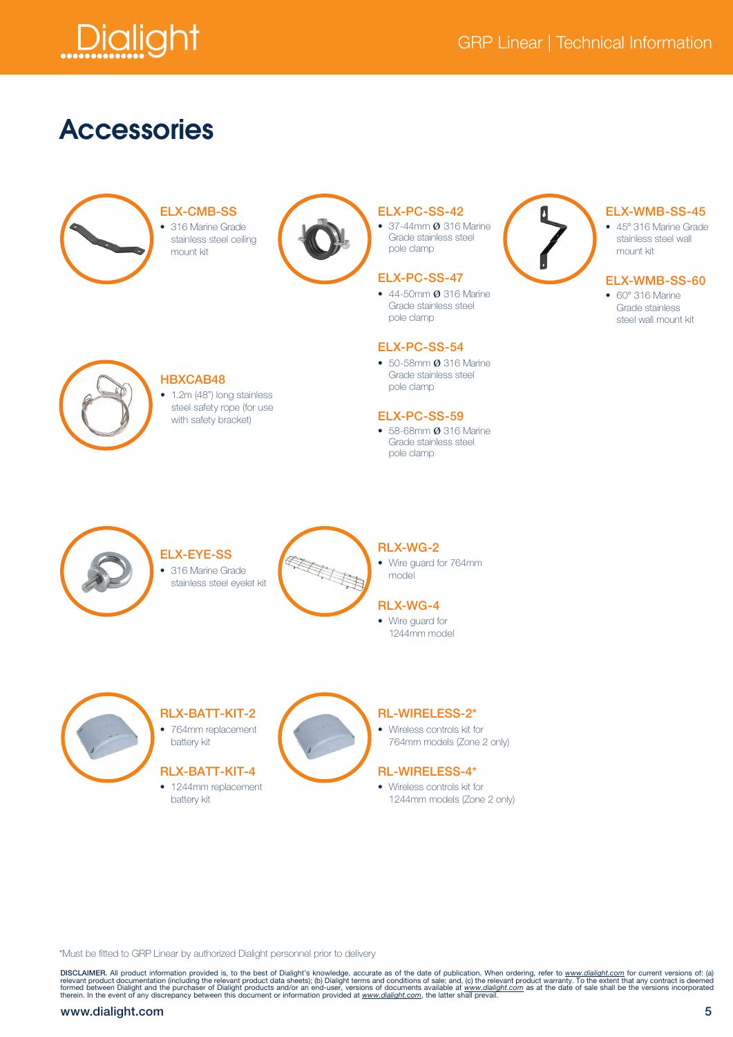# Accessories

### ELX-CMB-SS

- 316 Marine Grade stainless steel ceiling mount kit

### ELX-PC-SS-42

- 37-44mm Ø 316 Marine Grade stainless steel pole clamp

### ELX-PC-SS-47

- 44-50mm Ø 316 Marine Grade stainless steel pole clamp

### ELX-PC-SS-54

- 50-58mm Ø 316 Marine Grade stainless steel pole clamp

### ELX-PC-SS-59

- 58-68mm Ø 316 Marine Grade stainless steel pole clamp

### ELX-WMB-SS-45

- 45° 316 Marine Grade stainless steel wall mount kit

### ELX-WMB-SS-60

- 60° 316 Marine Grade stainless steel wall mount kit

### HBXCAB48

- 1.2m (48") long stainless steel safety rope (for use with safety bracket)

### ELX-EYE-SS

- 316 Marine Grade stainless steel eyelet kit

### RLX-WG-2

- Wire guard for 764mm model

### RLX-WG-4

- Wire guard for 1244mm model

### RLX-BATT-KIT-2

- 764mm replacement battery kit

### RLX-BATT-KIT-4

- 1244mm replacement battery kit

### RL-WIRELESS-2*

- Wireless controls kit for 764mm models (Zone 2 only)

### RL-WIRELESS-4*

- Wireless controls kit for 1244mm models (Zone 2 only)

*Must be fitted to GRP Linear by authorized Dialight personnel prior to delivery

**DISCLAIMER.** All product information provided is, to the best of Dialight's knowledge, accurate as of the date of publication. When ordering, refer to *www.dialight.com* for current versions of: (a) relevant product documentation (including the relevant product data sheets); (b) Dialight terms and conditions of sale; and, (c) the relevant product warranty. To the extent that any contract is deemed formed between Dialight and the purchaser of Dialight products and/or an end-user, versions of documents available at *www.dialight.com* as at the date of sale shall be the versions incorporated therein. In the event of any discrepancy between this document or information provided at *www.dialight.com*, the latter shall prevail.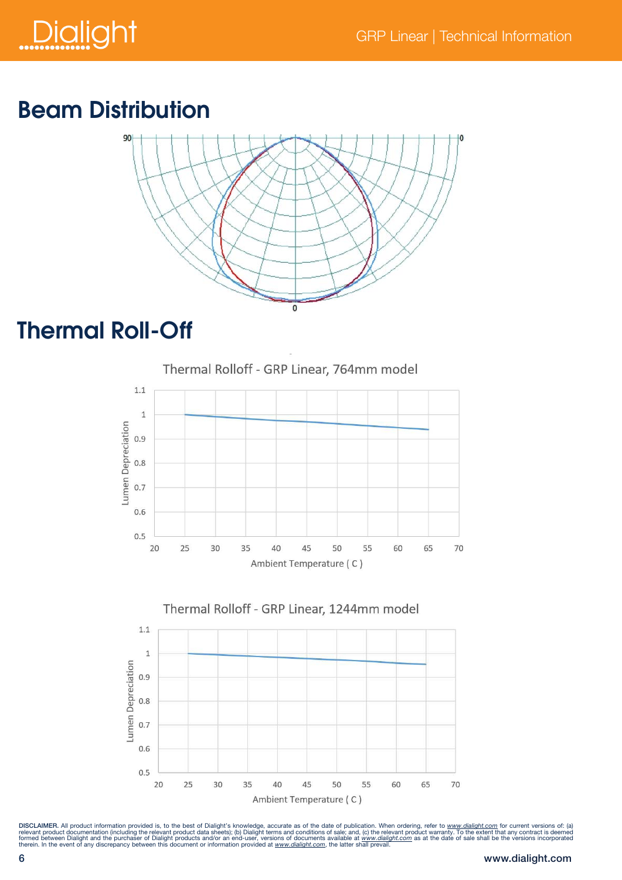## Beam Distribution

## Thermal Roll-Off

Thermal Rolloff - GRP Linear, 764mm model

Thermal Rolloff - GRP Linear, 1244mm model

DISCLAIMER. All product information provided is, to the best of Dialight's knowledge, accurate as of the date of publication. When ordering, refer to www.dialight.com for current versions of: (a) relevant product documentation (including the relevant product data sheets); (b) Dialight terms and conditions of sale; and, (c) the relevant product warranty. To the extent that any contract is deemed formed between Dialight and the purchaser of Dialight products and/or an end-user, versions of documents available at www.dialight.com as at the date of sale shall be the versions incorporated therein. In the event of any discrepancy between this document or information provided at www.dialight.com, the latter shall prevail.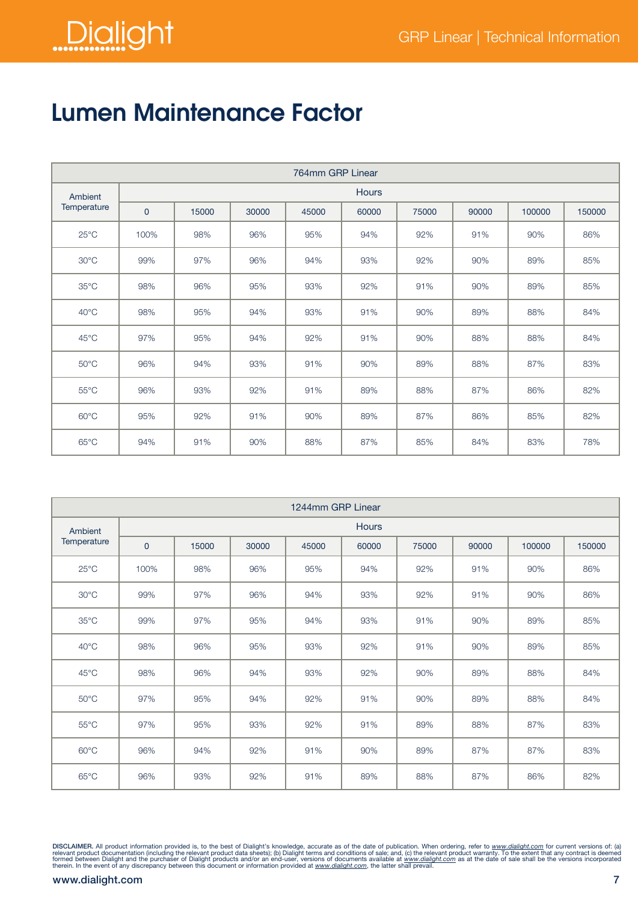# Lumen Maintenance Factor

| 764mm GRP Linear | | | | | | | | | |
|---|---|---|---|---|---|---|---|---|---|
| Ambient Temperature | Hours | | | | | | | | |
| | 0 | 15000 | 30000 | 45000 | 60000 | 75000 | 90000 | 100000 | 150000 |
| 25°C | 100% | 98% | 96% | 95% | 94% | 92% | 91% | 90% | 86% |
| 30°C | 99% | 97% | 96% | 94% | 93% | 92% | 90% | 89% | 85% |
| 35°C | 98% | 96% | 95% | 93% | 92% | 91% | 90% | 89% | 85% |
| 40°C | 98% | 95% | 94% | 93% | 91% | 90% | 89% | 88% | 84% |
| 45°C | 97% | 95% | 94% | 92% | 91% | 90% | 88% | 88% | 84% |
| 50°C | 96% | 94% | 93% | 91% | 90% | 89% | 88% | 87% | 83% |
| 55°C | 96% | 93% | 92% | 91% | 89% | 88% | 87% | 86% | 82% |
| 60°C | 95% | 92% | 91% | 90% | 89% | 87% | 86% | 85% | 82% |
| 65°C | 94% | 91% | 90% | 88% | 87% | 85% | 84% | 83% | 78% |

| 1244mm GRP Linear | | | | | | | | | |
|---|---|---|---|---|---|---|---|---|---|
| Ambient Temperature | Hours | | | | | | | | |
| | 0 | 15000 | 30000 | 45000 | 60000 | 75000 | 90000 | 100000 | 150000 |
| 25°C | 100% | 98% | 96% | 95% | 94% | 92% | 91% | 90% | 86% |
| 30°C | 99% | 97% | 96% | 94% | 93% | 92% | 91% | 90% | 86% |
| 35°C | 99% | 97% | 95% | 94% | 93% | 91% | 90% | 89% | 85% |
| 40°C | 98% | 96% | 95% | 93% | 92% | 91% | 90% | 89% | 85% |
| 45°C | 98% | 96% | 94% | 93% | 92% | 90% | 89% | 88% | 84% |
| 50°C | 97% | 95% | 94% | 92% | 91% | 90% | 89% | 88% | 84% |
| 55°C | 97% | 95% | 93% | 92% | 91% | 89% | 88% | 87% | 83% |
| 60°C | 96% | 94% | 92% | 91% | 90% | 89% | 87% | 87% | 83% |
| 65°C | 96% | 93% | 92% | 91% | 89% | 88% | 87% | 86% | 82% |

**DISCLAIMER.** All product information provided is, to the best of Dialight's knowledge, accurate as of the date of publication. When ordering, refer to *www.dialight.com* for current versions of: (a) relevant product documentation (including the relevant product data sheets); (b) Dialight terms and conditions of sale; and, (c) the relevant product warranty. To the extent that any contract is deemed formed between Dialight and the purchaser of Dialight products and/or an end-user, versions of documents available at *www.dialight.com* as at the date of sale shall be the versions incorporated therein. In the event of any discrepancy between this document or information provided at *www.dialight.com*, the latter shall prevail.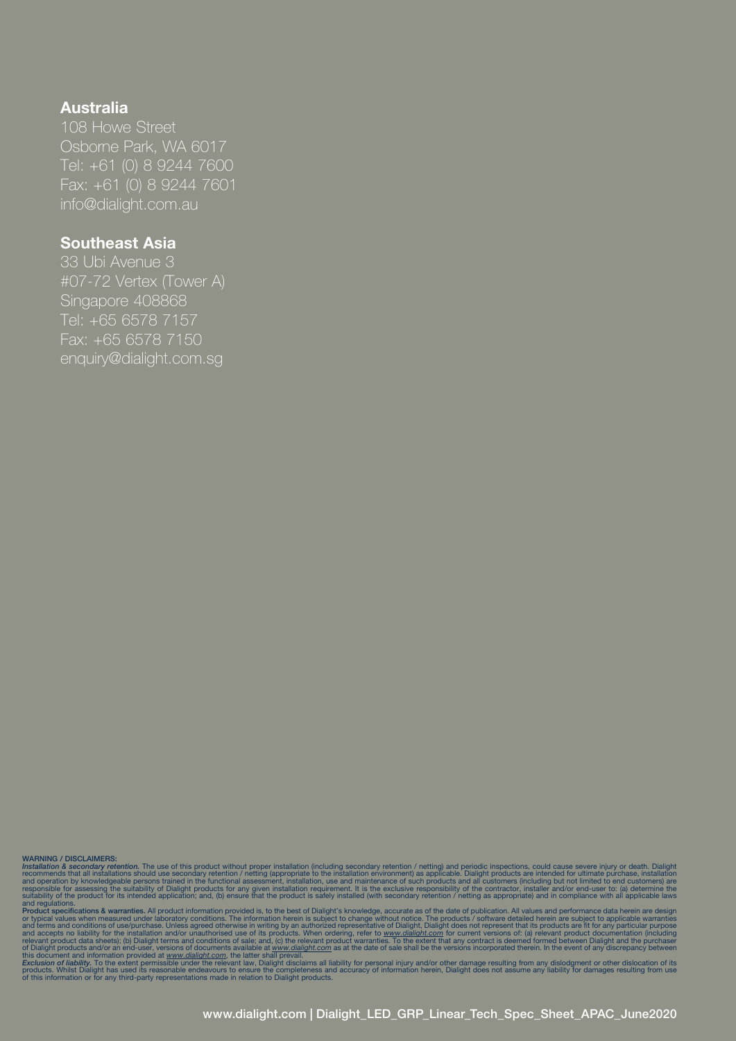## Australia

108 Howe Street
Osborne Park, WA 6017
Tel: +61 (0) 8 9244 7600
Fax: +61 (0) 8 9244 7601
info@dialight.com.au

## Southeast Asia

33 Ubi Avenue 3
#07-72 Vertex (Tower A)
Singapore 408868
Tel: +65 6578 7157
Fax: +65 6578 7150
enquiry@dialight.com.sg

WARNING / DISCLAIMERS:

***Installation & secondary retention.*** The use of this product without proper installation (including secondary retention / netting) and periodic inspections, could cause severe injury or death. Dialight recommends that all installations should use secondary retention / netting (appropriate to the installation environment) as applicable. Dialight products are intended for ultimate purchase, installation and operation by knowledgeable persons trained in the functional assessment, installation, use and maintenance of such products and all customers (including but not limited to end customers) are responsible for assessing the suitability of Dialight products for any given installation requirement. It is the exclusive responsibility of the contractor, installer and/or end-user to: (a) determine the suitability of the product for its intended application; and, (b) ensure that the product is safely installed (with secondary retention / netting as appropriate) and in compliance with all applicable laws and regulations.

**Product specifications & warranties.** All product information provided is, to the best of Dialight's knowledge, accurate as of the date of publication. All values and performance data herein are design or typical values when measured under laboratory conditions. The information herein is subject to change without notice. The products / software detailed herein are subject to applicable warranties and terms and conditions of use/purchase. Unless agreed otherwise in writing by an authorized representative of Dialight, Dialight does not represent that its products are fit for any particular purpose and accepts no liability for the installation and/or unauthorised use of its products. When ordering, refer to www.dialight.com for current versions of: (a) relevant product documentation (including relevant product data sheets); (b) Dialight terms and conditions of sale; and, (c) the relevant product warranties. To the extent that any contract is deemed formed between Dialight and the purchaser of Dialight products and/or an end-user, versions of documents available at www.dialight.com as at the date of sale shall be the versions incorporated therein. In the event of any discrepancy between this document and information provided at www.dialight.com, the latter shall prevail.

***Exclusion of liability.*** To the extent permissible under the relevant law, Dialight disclaims all liability for personal injury and/or other damage resulting from any dislodgment or other dislocation of its products. Whilst Dialight has used its reasonable endeavours to ensure the completeness and accuracy of information herein, Dialight does not assume any liability for damages resulting from use of this information or for any third-party representations made in relation to Dialight products.

www.dialight.com | Dialight_LED_GRP_Linear_Tech_Spec_Sheet_APAC_June2020